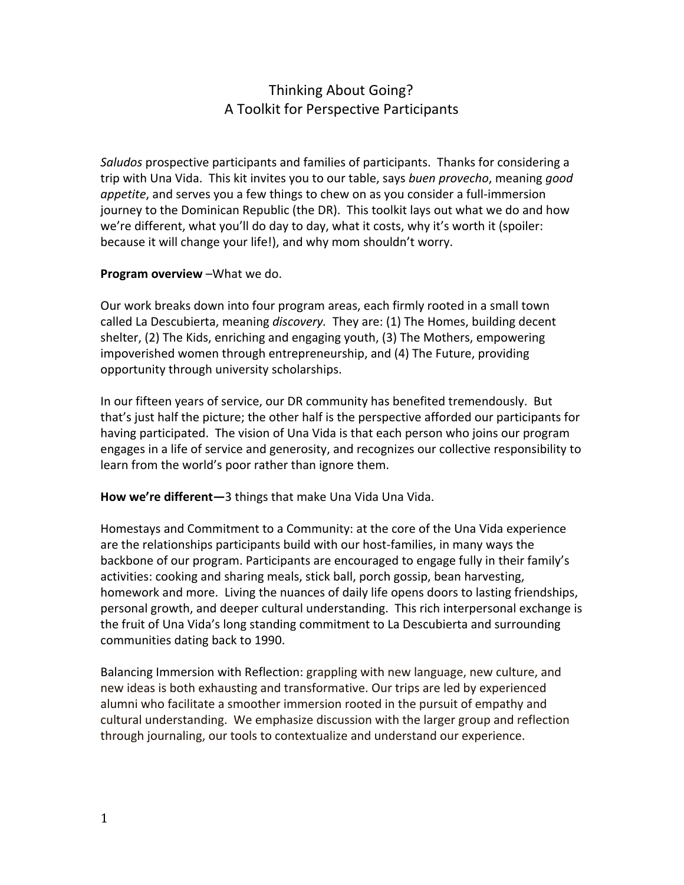# Thinking About Going?
# A Toolkit for Perspective Participants

*Saludos* prospective participants and families of participants. Thanks for considering a trip with Una Vida. This kit invites you to our table, says *buen provecho*, meaning *good appetite*, and serves you a few things to chew on as you consider a full-immersion journey to the Dominican Republic (the DR). This toolkit lays out what we do and how we're different, what you'll do day to day, what it costs, why it's worth it (spoiler: because it will change your life!), and why mom shouldn't worry.

**Program overview** –What we do.

Our work breaks down into four program areas, each firmly rooted in a small town called La Descubierta, meaning *discovery.* They are: (1) The Homes, building decent shelter, (2) The Kids, enriching and engaging youth, (3) The Mothers, empowering impoverished women through entrepreneurship, and (4) The Future, providing opportunity through university scholarships.

In our fifteen years of service, our DR community has benefited tremendously. But that's just half the picture; the other half is the perspective afforded our participants for having participated. The vision of Una Vida is that each person who joins our program engages in a life of service and generosity, and recognizes our collective responsibility to learn from the world's poor rather than ignore them.

**How we're different—**3 things that make Una Vida Una Vida.

Homestays and Commitment to a Community: at the core of the Una Vida experience are the relationships participants build with our host-families, in many ways the backbone of our program. Participants are encouraged to engage fully in their family's activities: cooking and sharing meals, stick ball, porch gossip, bean harvesting, homework and more. Living the nuances of daily life opens doors to lasting friendships, personal growth, and deeper cultural understanding. This rich interpersonal exchange is the fruit of Una Vida's long standing commitment to La Descubierta and surrounding communities dating back to 1990.

Balancing Immersion with Reflection: grappling with new language, new culture, and new ideas is both exhausting and transformative. Our trips are led by experienced alumni who facilitate a smoother immersion rooted in the pursuit of empathy and cultural understanding. We emphasize discussion with the larger group and reflection through journaling, our tools to contextualize and understand our experience.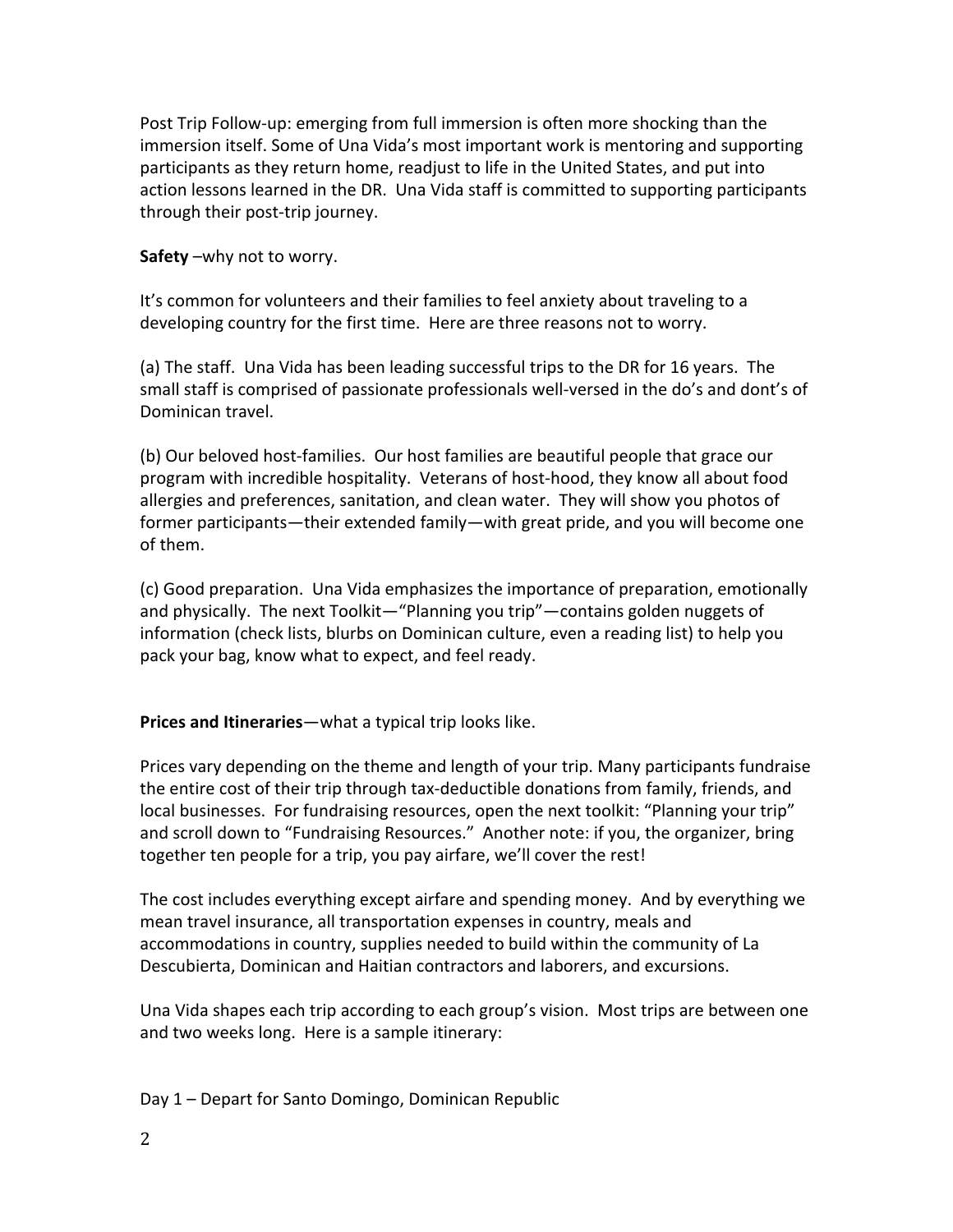Post Trip Follow-up: emerging from full immersion is often more shocking than the immersion itself. Some of Una Vida's most important work is mentoring and supporting participants as they return home, readjust to life in the United States, and put into action lessons learned in the DR. Una Vida staff is committed to supporting participants through their post-trip journey.

**Safety** –why not to worry.

It's common for volunteers and their families to feel anxiety about traveling to a developing country for the first time. Here are three reasons not to worry.

(a) The staff. Una Vida has been leading successful trips to the DR for 16 years. The small staff is comprised of passionate professionals well-versed in the do's and dont's of Dominican travel.

(b) Our beloved host-families. Our host families are beautiful people that grace our program with incredible hospitality. Veterans of host-hood, they know all about food allergies and preferences, sanitation, and clean water. They will show you photos of former participants—their extended family—with great pride, and you will become one of them.

(c) Good preparation. Una Vida emphasizes the importance of preparation, emotionally and physically. The next Toolkit—"Planning you trip"—contains golden nuggets of information (check lists, blurbs on Dominican culture, even a reading list) to help you pack your bag, know what to expect, and feel ready.

**Prices and Itineraries**—what a typical trip looks like.

Prices vary depending on the theme and length of your trip. Many participants fundraise the entire cost of their trip through tax-deductible donations from family, friends, and local businesses. For fundraising resources, open the next toolkit: "Planning your trip" and scroll down to "Fundraising Resources." Another note: if you, the organizer, bring together ten people for a trip, you pay airfare, we'll cover the rest!

The cost includes everything except airfare and spending money. And by everything we mean travel insurance, all transportation expenses in country, meals and accommodations in country, supplies needed to build within the community of La Descubierta, Dominican and Haitian contractors and laborers, and excursions.

Una Vida shapes each trip according to each group's vision. Most trips are between one and two weeks long. Here is a sample itinerary:

Day 1 – Depart for Santo Domingo, Dominican Republic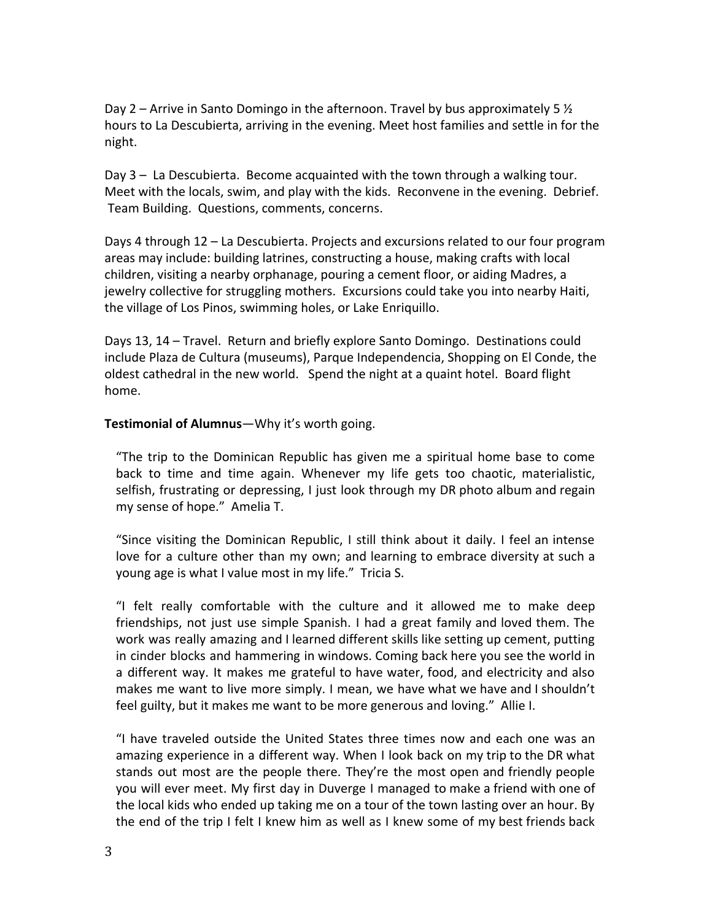Day 2 – Arrive in Santo Domingo in the afternoon. Travel by bus approximately 5 ½ hours to La Descubierta, arriving in the evening. Meet host families and settle in for the night.

Day 3 – La Descubierta. Become acquainted with the town through a walking tour. Meet with the locals, swim, and play with the kids. Reconvene in the evening. Debrief. Team Building. Questions, comments, concerns.

Days 4 through 12 – La Descubierta. Projects and excursions related to our four program areas may include: building latrines, constructing a house, making crafts with local children, visiting a nearby orphanage, pouring a cement floor, or aiding Madres, a jewelry collective for struggling mothers. Excursions could take you into nearby Haiti, the village of Los Pinos, swimming holes, or Lake Enriquillo.

Days 13, 14 – Travel. Return and briefly explore Santo Domingo. Destinations could include Plaza de Cultura (museums), Parque Independencia, Shopping on El Conde, the oldest cathedral in the new world. Spend the night at a quaint hotel. Board flight home.

**Testimonial of Alumnus**—Why it's worth going.

> "The trip to the Dominican Republic has given me a spiritual home base to come back to time and time again. Whenever my life gets too chaotic, materialistic, selfish, frustrating or depressing, I just look through my DR photo album and regain my sense of hope." Amelia T.

> "Since visiting the Dominican Republic, I still think about it daily. I feel an intense love for a culture other than my own; and learning to embrace diversity at such a young age is what I value most in my life." Tricia S.

> "I felt really comfortable with the culture and it allowed me to make deep friendships, not just use simple Spanish. I had a great family and loved them. The work was really amazing and I learned different skills like setting up cement, putting in cinder blocks and hammering in windows. Coming back here you see the world in a different way. It makes me grateful to have water, food, and electricity and also makes me want to live more simply. I mean, we have what we have and I shouldn't feel guilty, but it makes me want to be more generous and loving." Allie I.

> "I have traveled outside the United States three times now and each one was an amazing experience in a different way. When I look back on my trip to the DR what stands out most are the people there. They're the most open and friendly people you will ever meet. My first day in Duverge I managed to make a friend with one of the local kids who ended up taking me on a tour of the town lasting over an hour. By the end of the trip I felt I knew him as well as I knew some of my best friends back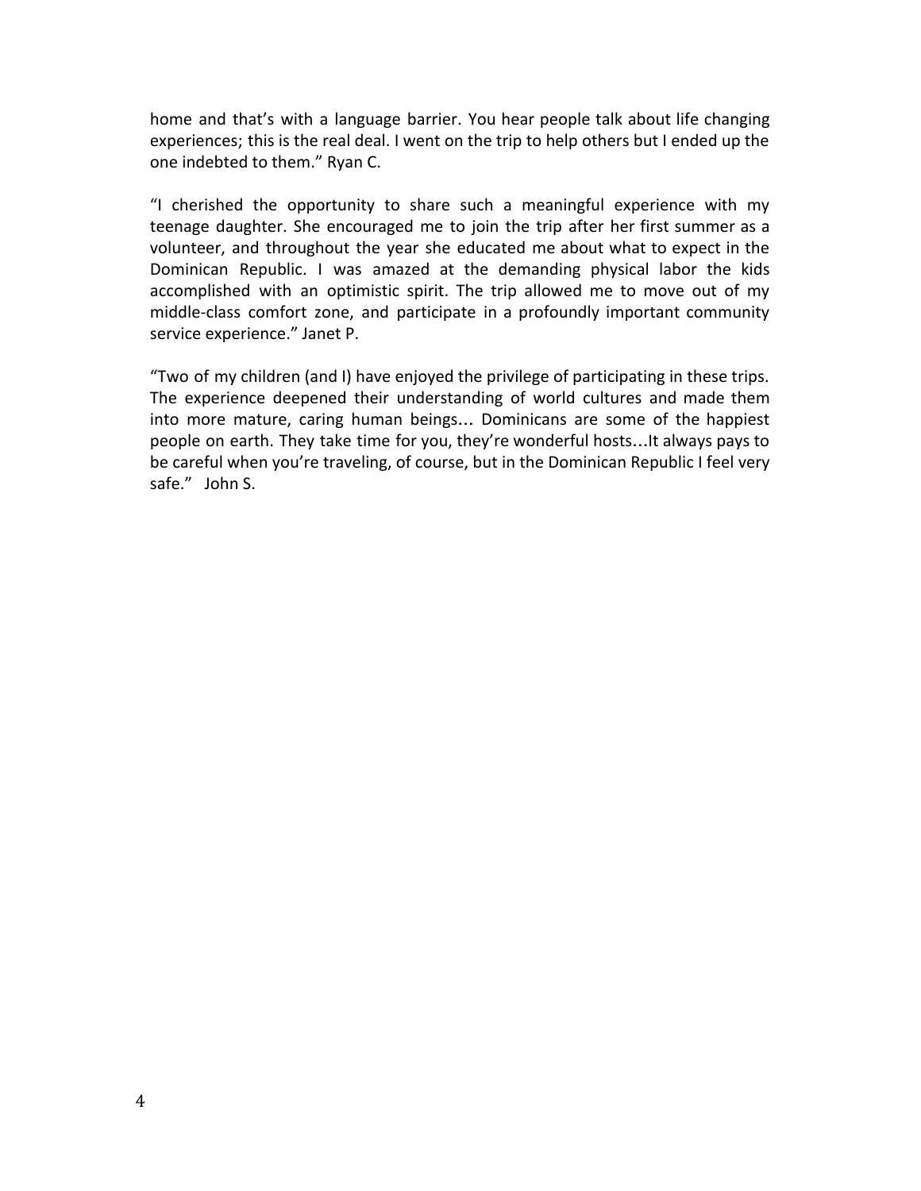home and that's with a language barrier. You hear people talk about life changing experiences; this is the real deal. I went on the trip to help others but I ended up the one indebted to them." Ryan C.

"I cherished the opportunity to share such a meaningful experience with my teenage daughter. She encouraged me to join the trip after her first summer as a volunteer, and throughout the year she educated me about what to expect in the Dominican Republic. I was amazed at the demanding physical labor the kids accomplished with an optimistic spirit. The trip allowed me to move out of my middle-class comfort zone, and participate in a profoundly important community service experience." Janet P.

"Two of my children (and I) have enjoyed the privilege of participating in these trips. The experience deepened their understanding of world cultures and made them into more mature, caring human beings… Dominicans are some of the happiest people on earth. They take time for you, they're wonderful hosts…It always pays to be careful when you're traveling, of course, but in the Dominican Republic I feel very safe." John S.